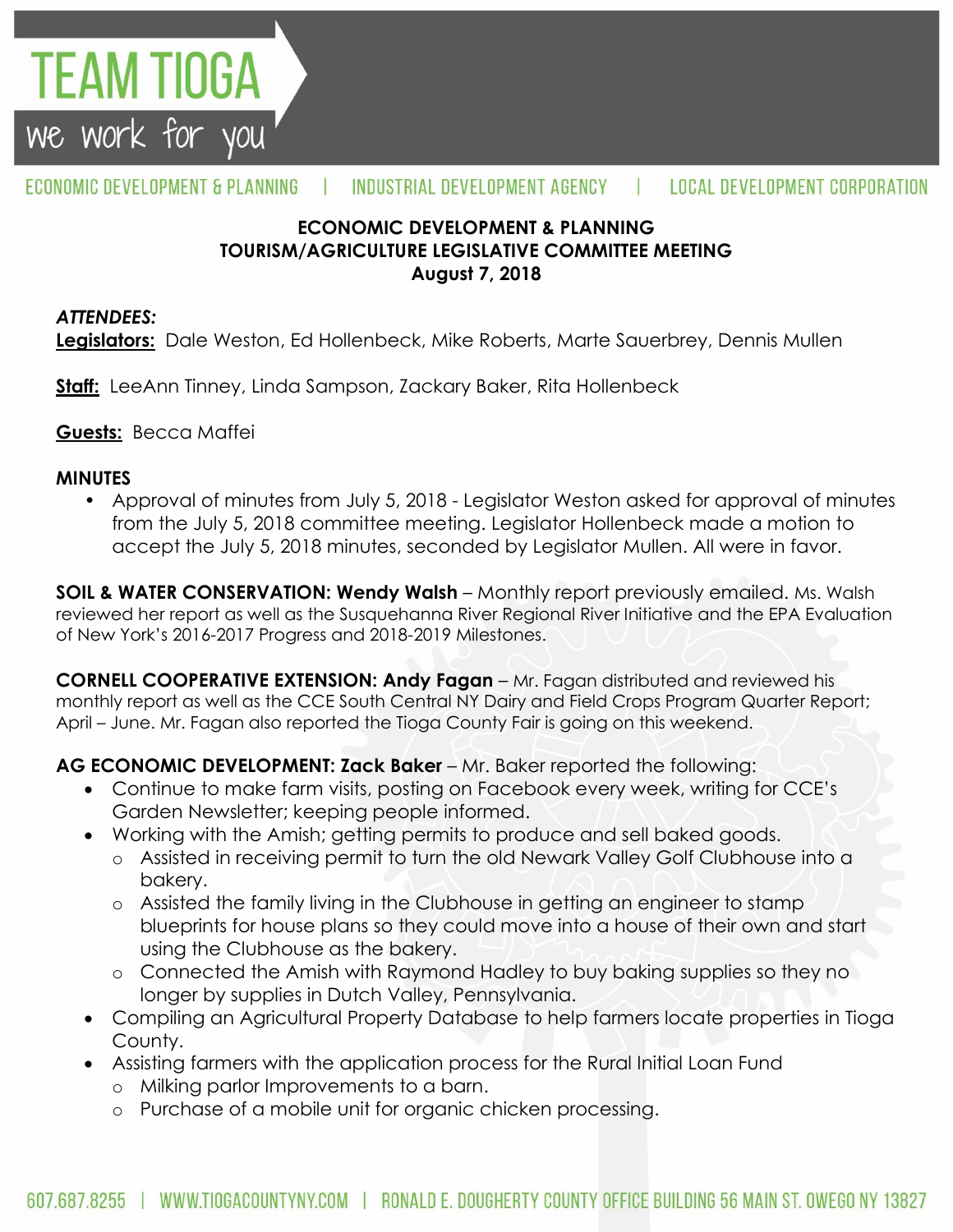# TEAM TIOGA

we work for you

ECONOMIC DEVELOPMENT & PLANNING | INDUSTRIAL DEVELOPMENT AGENCY | LOCAL DEVELOPMENT CORPORATION

**ECONOMIC DEVELOPMENT & PLANNING**
**TOURISM/AGRICULTURE LEGISLATIVE COMMITTEE MEETING**
**August 7, 2018**

***ATTENDEES:***

**Legislators:** Dale Weston, Ed Hollenbeck, Mike Roberts, Marte Sauerbrey, Dennis Mullen

**Staff:** LeeAnn Tinney, Linda Sampson, Zackary Baker, Rita Hollenbeck

**Guests:** Becca Maffei

**MINUTES**

- Approval of minutes from July 5, 2018 - Legislator Weston asked for approval of minutes from the July 5, 2018 committee meeting. Legislator Hollenbeck made a motion to accept the July 5, 2018 minutes, seconded by Legislator Mullen. All were in favor.

**SOIL & WATER CONSERVATION: Wendy Walsh** – Monthly report previously emailed. Ms. Walsh reviewed her report as well as the Susquehanna River Regional River Initiative and the EPA Evaluation of New York's 2016-2017 Progress and 2018-2019 Milestones.

**CORNELL COOPERATIVE EXTENSION: Andy Fagan** – Mr. Fagan distributed and reviewed his monthly report as well as the CCE South Central NY Dairy and Field Crops Program Quarter Report; April – June. Mr. Fagan also reported the Tioga County Fair is going on this weekend.

**AG ECONOMIC DEVELOPMENT: Zack Baker** – Mr. Baker reported the following:

- Continue to make farm visits, posting on Facebook every week, writing for CCE's Garden Newsletter; keeping people informed.
- Working with the Amish; getting permits to produce and sell baked goods.
  - Assisted in receiving permit to turn the old Newark Valley Golf Clubhouse into a bakery.
  - Assisted the family living in the Clubhouse in getting an engineer to stamp blueprints for house plans so they could move into a house of their own and start using the Clubhouse as the bakery.
  - Connected the Amish with Raymond Hadley to buy baking supplies so they no longer by supplies in Dutch Valley, Pennsylvania.
- Compiling an Agricultural Property Database to help farmers locate properties in Tioga County.
- Assisting farmers with the application process for the Rural Initial Loan Fund
  - Milking parlor Improvements to a barn.
  - Purchase of a mobile unit for organic chicken processing.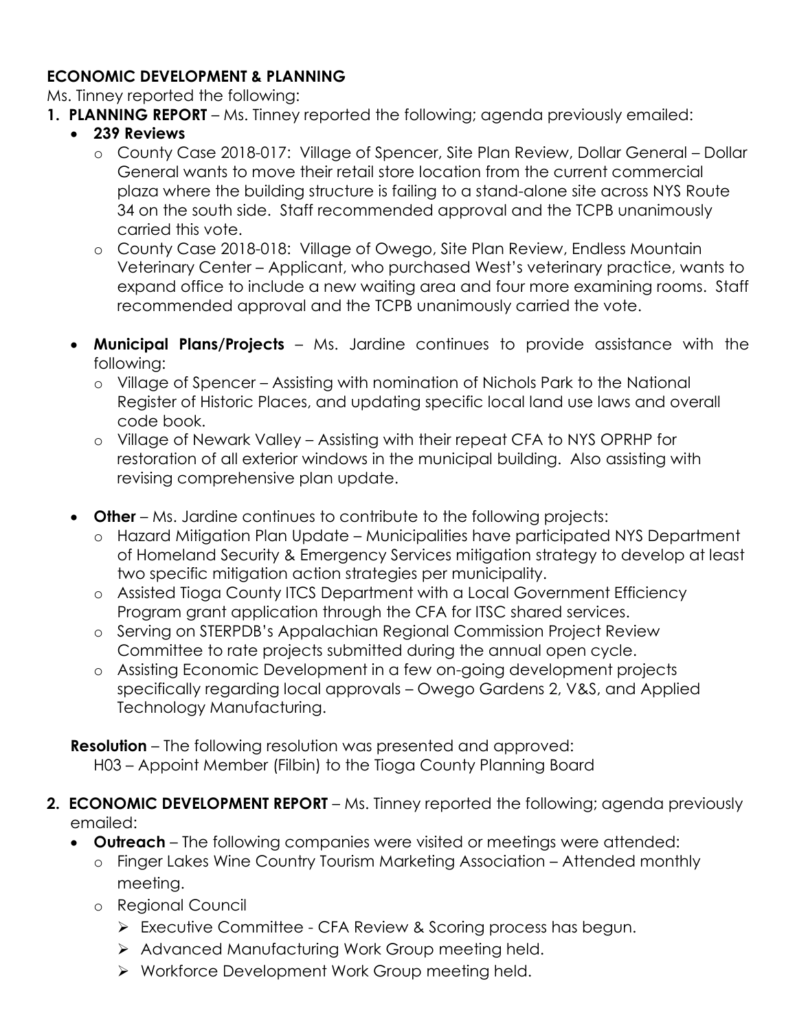**ECONOMIC DEVELOPMENT & PLANNING**

Ms. Tinney reported the following:

1. **PLANNING REPORT** – Ms. Tinney reported the following; agenda previously emailed:
   - **239 Reviews**
     - County Case 2018-017: Village of Spencer, Site Plan Review, Dollar General – Dollar General wants to move their retail store location from the current commercial plaza where the building structure is failing to a stand-alone site across NYS Route 34 on the south side. Staff recommended approval and the TCPB unanimously carried this vote.
     - County Case 2018-018: Village of Owego, Site Plan Review, Endless Mountain Veterinary Center – Applicant, who purchased West's veterinary practice, wants to expand office to include a new waiting area and four more examining rooms. Staff recommended approval and the TCPB unanimously carried the vote.
   - **Municipal Plans/Projects** – Ms. Jardine continues to provide assistance with the following:
     - Village of Spencer – Assisting with nomination of Nichols Park to the National Register of Historic Places, and updating specific local land use laws and overall code book.
     - Village of Newark Valley – Assisting with their repeat CFA to NYS OPRHP for restoration of all exterior windows in the municipal building. Also assisting with revising comprehensive plan update.
   - **Other** – Ms. Jardine continues to contribute to the following projects:
     - Hazard Mitigation Plan Update – Municipalities have participated NYS Department of Homeland Security & Emergency Services mitigation strategy to develop at least two specific mitigation action strategies per municipality.
     - Assisted Tioga County ITCS Department with a Local Government Efficiency Program grant application through the CFA for ITSC shared services.
     - Serving on STERPDB's Appalachian Regional Commission Project Review Committee to rate projects submitted during the annual open cycle.
     - Assisting Economic Development in a few on-going development projects specifically regarding local approvals – Owego Gardens 2, V&S, and Applied Technology Manufacturing.

   **Resolution** – The following resolution was presented and approved:
   H03 – Appoint Member (Filbin) to the Tioga County Planning Board

2. **ECONOMIC DEVELOPMENT REPORT** – Ms. Tinney reported the following; agenda previously emailed:
   - **Outreach** – The following companies were visited or meetings were attended:
     - Finger Lakes Wine Country Tourism Marketing Association – Attended monthly meeting.
     - Regional Council
       - Executive Committee - CFA Review & Scoring process has begun.
       - Advanced Manufacturing Work Group meeting held.
       - Workforce Development Work Group meeting held.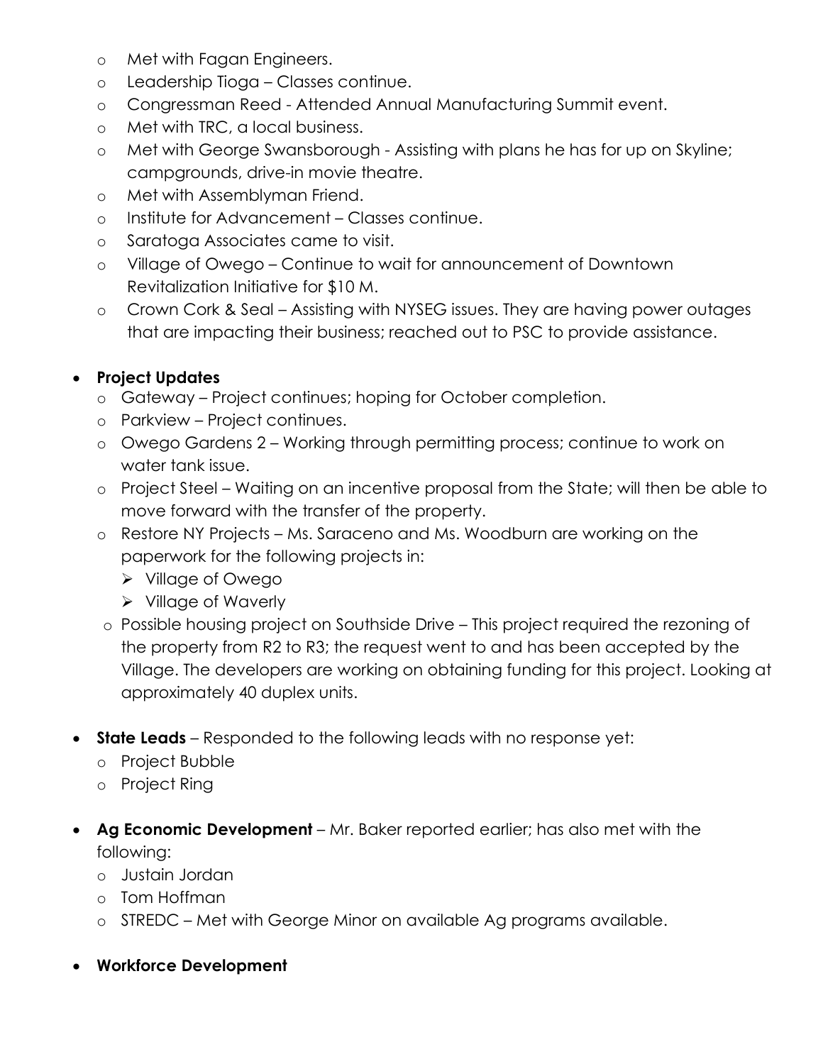- Met with Fagan Engineers.
  - Leadership Tioga – Classes continue.
  - Congressman Reed - Attended Annual Manufacturing Summit event.
  - Met with TRC, a local business.
  - Met with George Swansborough - Assisting with plans he has for up on Skyline; campgrounds, drive-in movie theatre.
  - Met with Assemblyman Friend.
  - Institute for Advancement – Classes continue.
  - Saratoga Associates came to visit.
  - Village of Owego – Continue to wait for announcement of Downtown Revitalization Initiative for $10 M.
  - Crown Cork & Seal – Assisting with NYSEG issues. They are having power outages that are impacting their business; reached out to PSC to provide assistance.

- **Project Updates**
  - Gateway – Project continues; hoping for October completion.
  - Parkview – Project continues.
  - Owego Gardens 2 – Working through permitting process; continue to work on water tank issue.
  - Project Steel – Waiting on an incentive proposal from the State; will then be able to move forward with the transfer of the property.
  - Restore NY Projects – Ms. Saraceno and Ms. Woodburn are working on the paperwork for the following projects in:
    - Village of Owego
    - Village of Waverly
  - Possible housing project on Southside Drive – This project required the rezoning of the property from R2 to R3; the request went to and has been accepted by the Village. The developers are working on obtaining funding for this project. Looking at approximately 40 duplex units.

- **State Leads** – Responded to the following leads with no response yet:
  - Project Bubble
  - Project Ring

- **Ag Economic Development** – Mr. Baker reported earlier; has also met with the following:
  - Justain Jordan
  - Tom Hoffman
  - STREDC – Met with George Minor on available Ag programs available.

- **Workforce Development**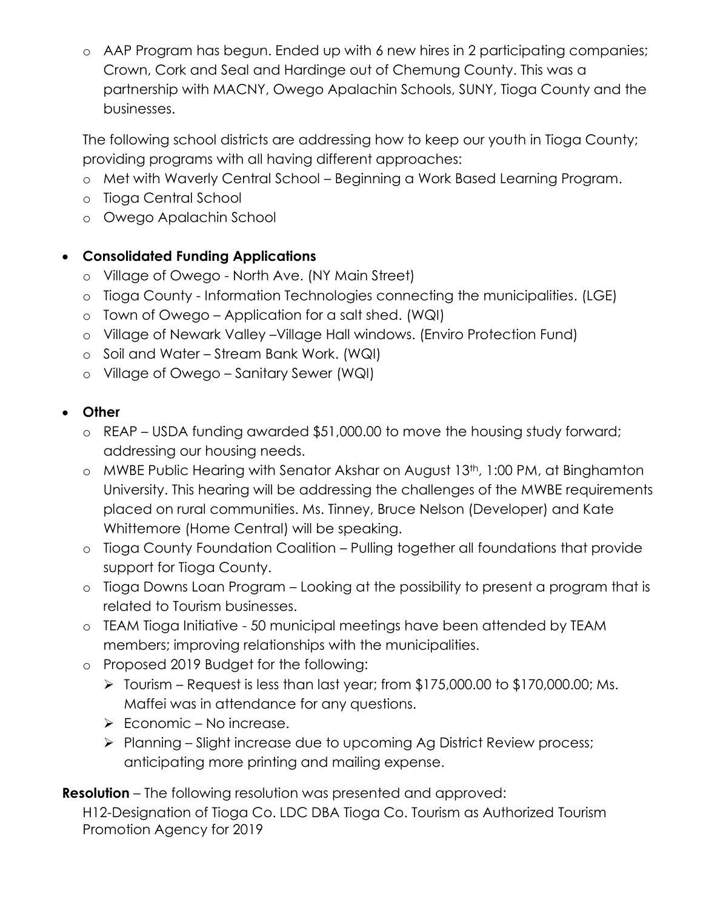- AAP Program has begun. Ended up with 6 new hires in 2 participating companies; Crown, Cork and Seal and Hardinge out of Chemung County. This was a partnership with MACNY, Owego Apalachin Schools, SUNY, Tioga County and the businesses.

  The following school districts are addressing how to keep our youth in Tioga County; providing programs with all having different approaches:
  - Met with Waverly Central School – Beginning a Work Based Learning Program.
  - Tioga Central School
  - Owego Apalachin School

- **Consolidated Funding Applications**
  - Village of Owego - North Ave. (NY Main Street)
  - Tioga County - Information Technologies connecting the municipalities. (LGE)
  - Town of Owego – Application for a salt shed. (WQI)
  - Village of Newark Valley –Village Hall windows. (Enviro Protection Fund)
  - Soil and Water – Stream Bank Work. (WQI)
  - Village of Owego – Sanitary Sewer (WQI)

- **Other**
  - REAP – USDA funding awarded $51,000.00 to move the housing study forward; addressing our housing needs.
  - MWBE Public Hearing with Senator Akshar on August 13th, 1:00 PM, at Binghamton University. This hearing will be addressing the challenges of the MWBE requirements placed on rural communities. Ms. Tinney, Bruce Nelson (Developer) and Kate Whittemore (Home Central) will be speaking.
  - Tioga County Foundation Coalition – Pulling together all foundations that provide support for Tioga County.
  - Tioga Downs Loan Program – Looking at the possibility to present a program that is related to Tourism businesses.
  - TEAM Tioga Initiative - 50 municipal meetings have been attended by TEAM members; improving relationships with the municipalities.
  - Proposed 2019 Budget for the following:
    - Tourism – Request is less than last year; from $175,000.00 to $170,000.00; Ms. Maffei was in attendance for any questions.
    - Economic – No increase.
    - Planning – Slight increase due to upcoming Ag District Review process; anticipating more printing and mailing expense.

**Resolution** – The following resolution was presented and approved:

H12-Designation of Tioga Co. LDC DBA Tioga Co. Tourism as Authorized Tourism Promotion Agency for 2019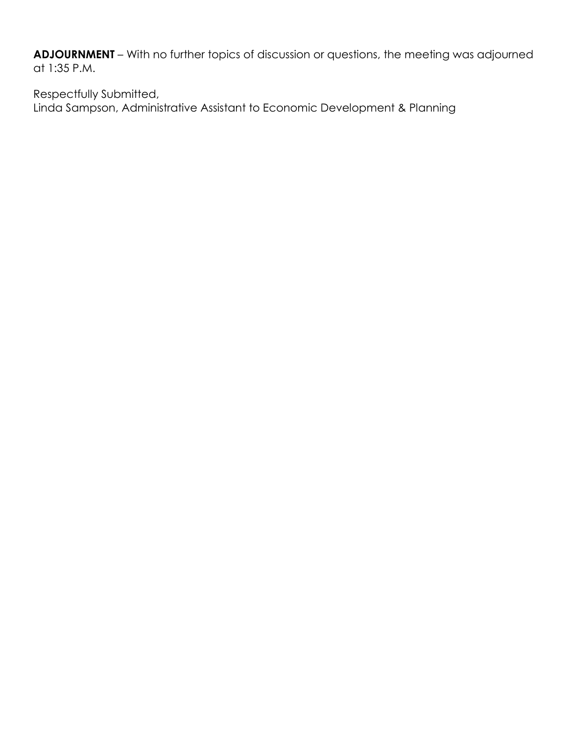**ADJOURNMENT** – With no further topics of discussion or questions, the meeting was adjourned at 1:35 P.M.

Respectfully Submitted,
Linda Sampson, Administrative Assistant to Economic Development & Planning